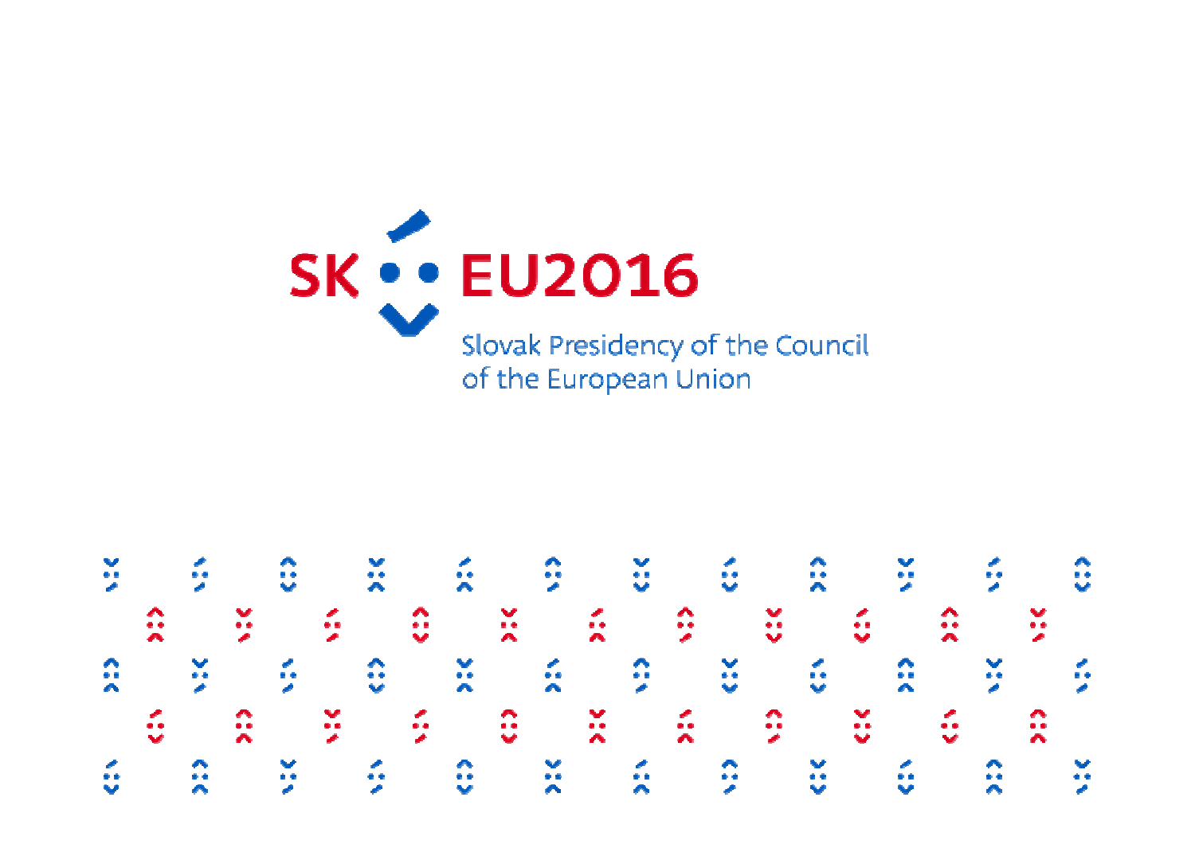SK EU2016

Slovak Presidency of the Council of the European Union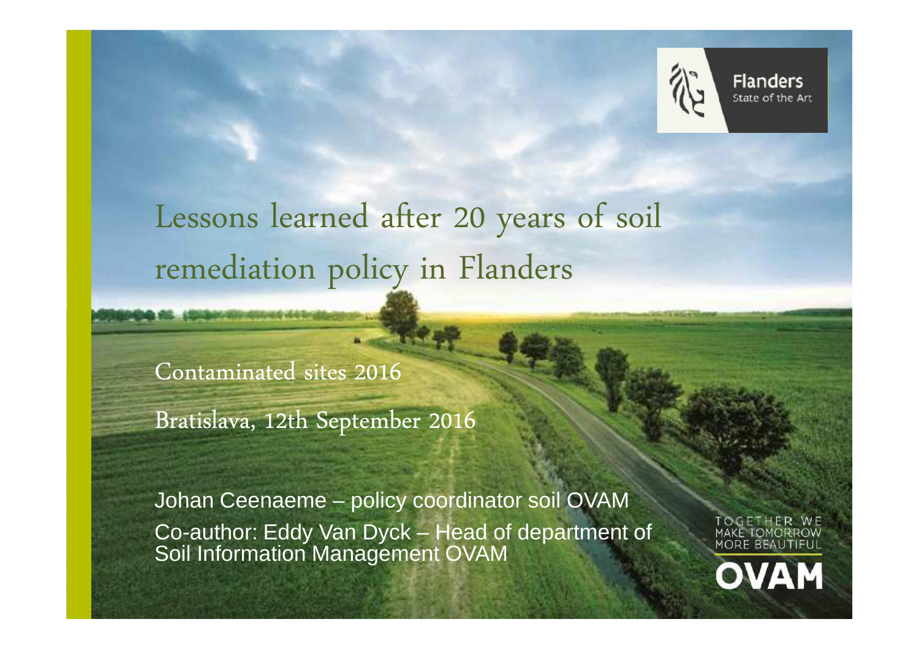# Lessons learned after 20 years of soil remediation policy in Flanders

Contaminated sites 2016

Bratislava, 12th September 2016

Johan Ceenaeme – policy coordinator soil OVAM

Co-author: Eddy Van Dyck – Head of department of Soil Information Management OVAM

Flanders
State of the Art

TOGETHER WE MAKE TOMORROW MORE BEAUTIFUL

OVAM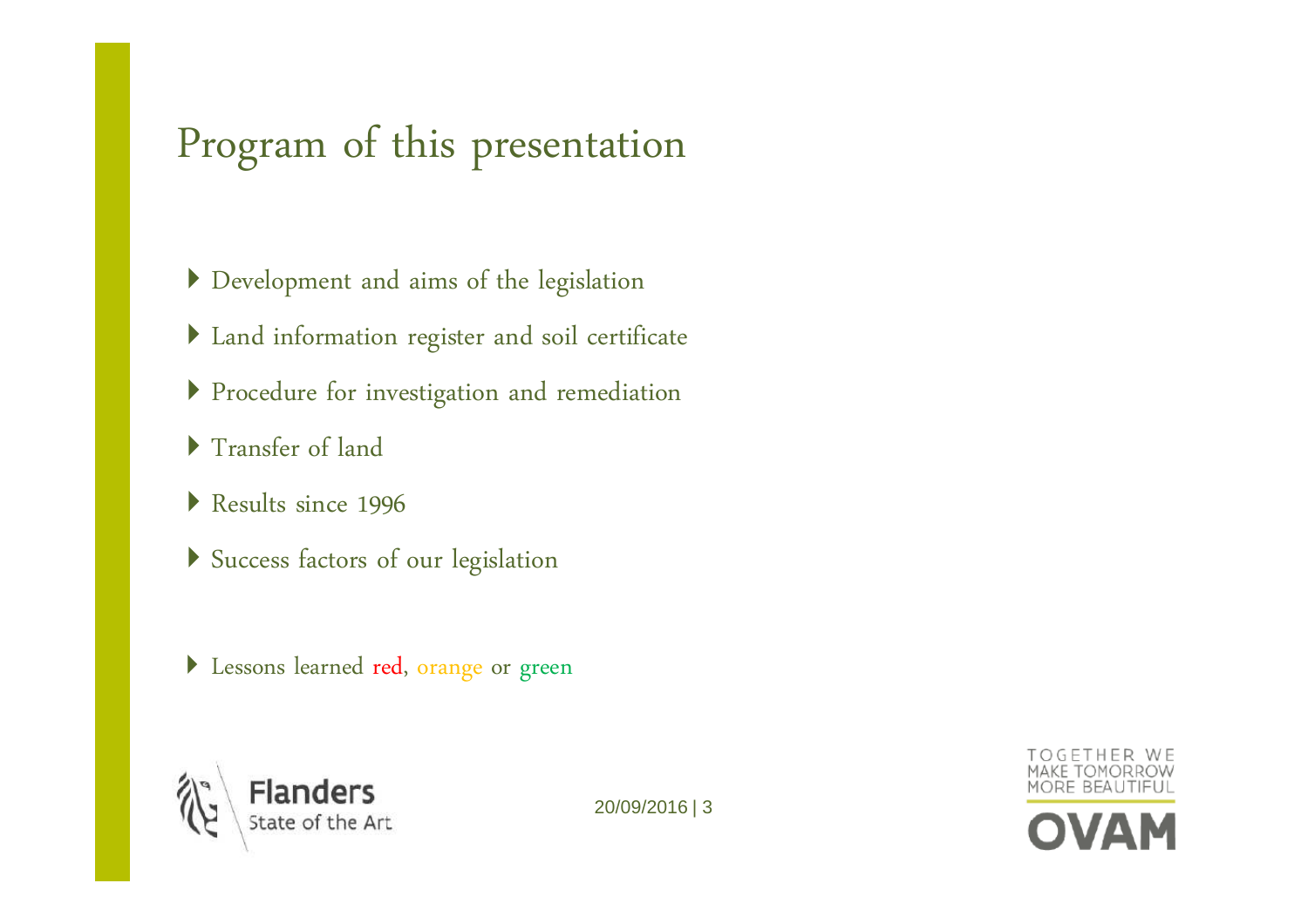# Program of this presentation

- Development and aims of the legislation
- Land information register and soil certificate
- Procedure for investigation and remediation
- Transfer of land
- Results since 1996
- Success factors of our legislation

- Lessons learned red, orange or green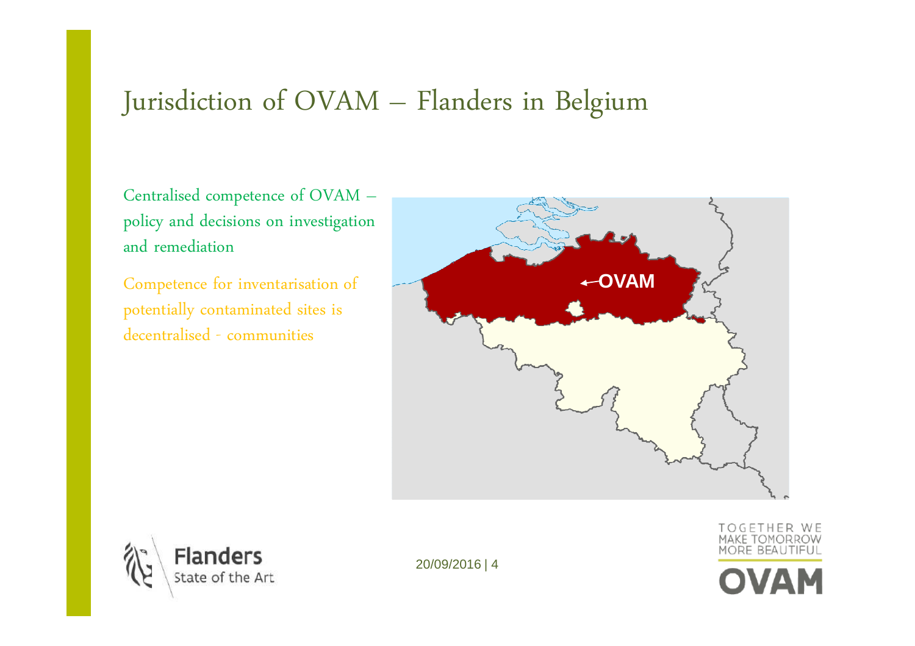# Jurisdiction of OVAM – Flanders in Belgium

Centralised competence of OVAM – policy and decisions on investigation and remediation

Competence for inventarisation of potentially contaminated sites is decentralised - communities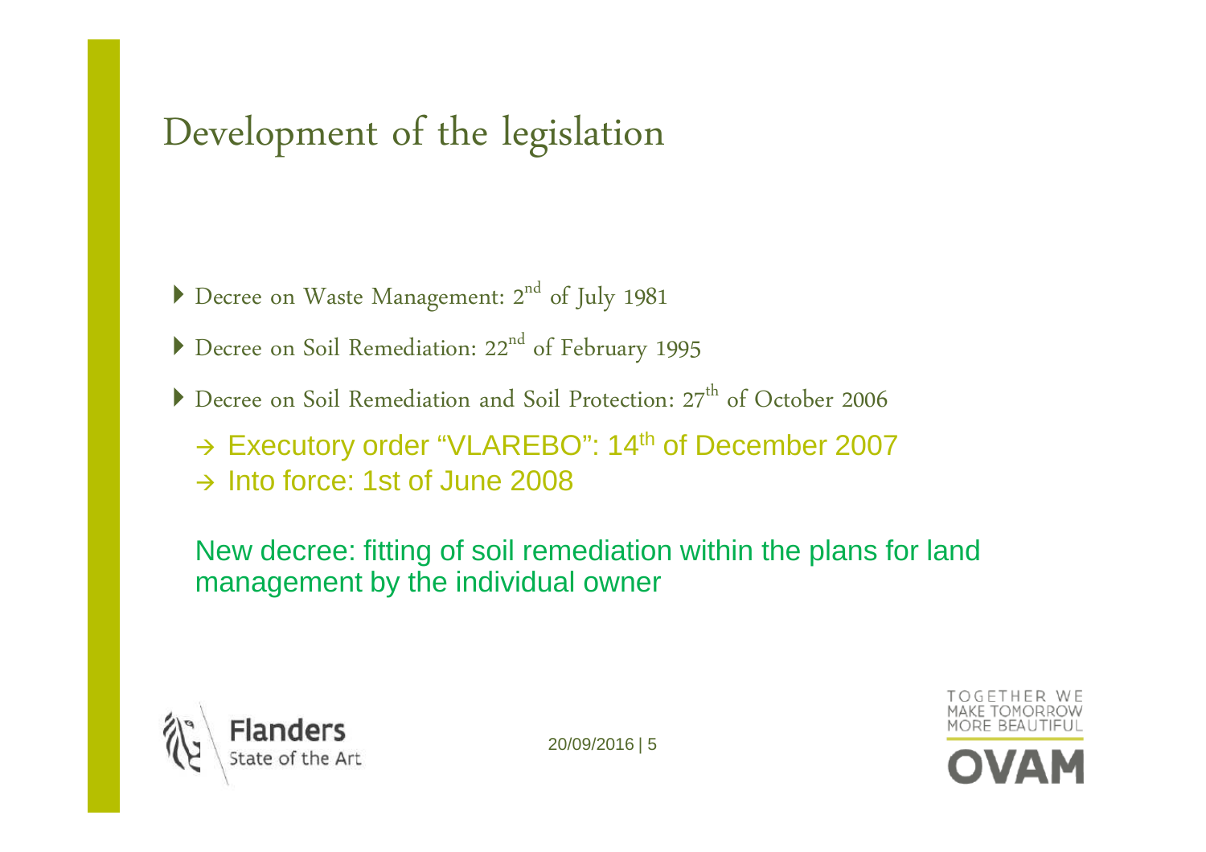# Development of the legislation

- Decree on Waste Management: 2nd of July 1981
- Decree on Soil Remediation: 22nd of February 1995
- Decree on Soil Remediation and Soil Protection: 27th of October 2006

→ Executory order "VLAREBO": 14th of December 2007
→ Into force: 1st of June 2008

New decree: fitting of soil remediation within the plans for land management by the individual owner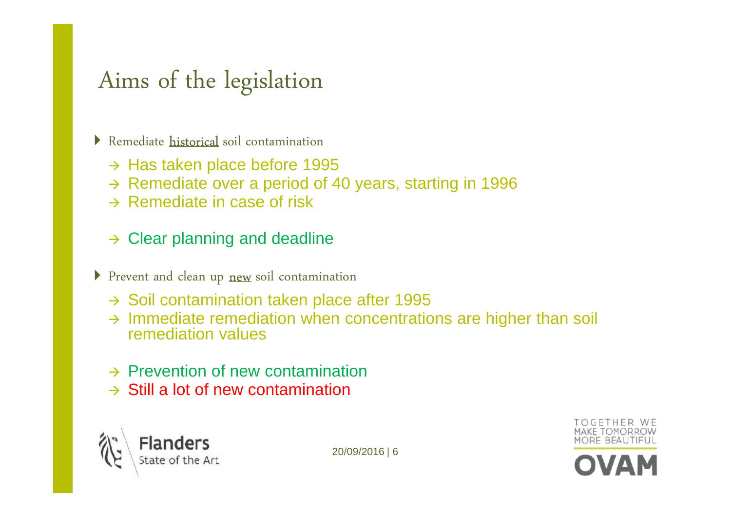# Aims of the legislation

- Remediate historical soil contamination
  - → Has taken place before 1995
  - → Remediate over a period of 40 years, starting in 1996
  - → Remediate in case of risk
  - → Clear planning and deadline
- Prevent and clean up new soil contamination
  - → Soil contamination taken place after 1995
  - → Immediate remediation when concentrations are higher than soil remediation values
  - → Prevention of new contamination
  - → Still a lot of new contamination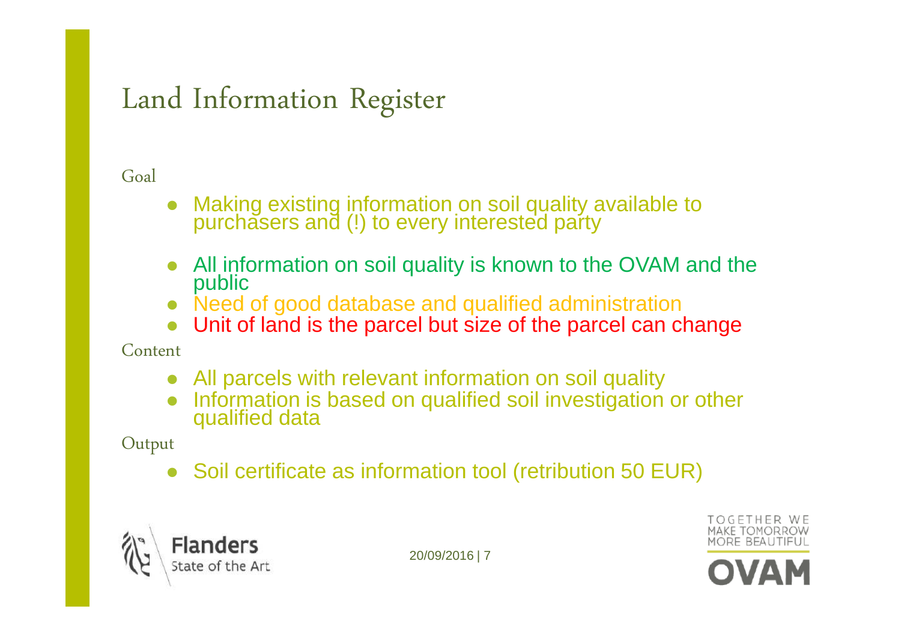# Land Information Register

## Goal

- Making existing information on soil quality available to purchasers and (!) to every interested party

- All information on soil quality is known to the OVAM and the public
- Need of good database and qualified administration
- Unit of land is the parcel but size of the parcel can change

## Content

- All parcels with relevant information on soil quality
- Information is based on qualified soil investigation or other qualified data

## Output

- Soil certificate as information tool (retribution 50 EUR)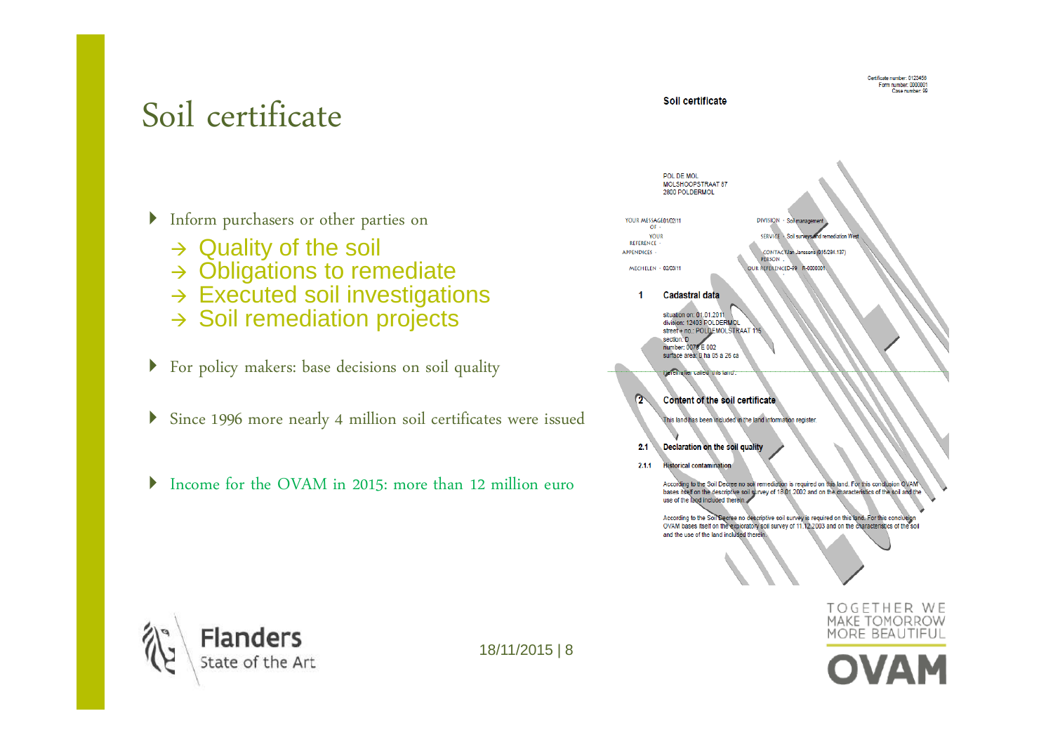# Soil certificate

- Inform purchasers or other parties on
  - → Quality of the soil
  - → Obligations to remediate
  - → Executed soil investigations
  - → Soil remediation projects
- For policy makers: base decisions on soil quality
- Since 1996 more nearly 4 million soil certificates were issued
- Income for the OVAM in 2015: more than 12 million euro

Certificate number: 0123456
Form number: 0000001
Case number: 99

**Soil certificate**

POL DE MOL
MOLSHOOPSTRAAT 87
2800 POLDERMOL

YOUR MESSAGE OF · 01/02/11
YOUR REFERENCE ·
APPENDICES ·
MECHELEN · 02/03/11

DIVISION · Soil management
SERVICE · Soil surveys and remediation West
CONTACT PERSON · Jan Janssens (015/284.137)
OUR REFERENCE · D-99 R-0000001

**1 Cadastral data**

situation on: 01.01.2011
division: 12403 POLDERMOL
street + no.: POLDEMOLSTRAAT 115
section: D
number: 0078 E 002
surface area: 0 ha 05 a 26 ca

hereinafter called "this land".

**2 Content of the soil certificate**

This land has been included in the land information register.

**2.1 Declaration on the soil quality**

**2.1.1 Historical contamination**

According to the Soil Decree no soil remediation is required on this land. For this conclusion OVAM bases itself on the descriptive soil survey of 18.01.2002 and on the characteristics of the soil and the use of the land included therein.

According to the Soil Decree no descriptive soil survey is required on this land. For this conclusion OVAM bases itself on the exploratory soil survey of 11.12.2003 and on the characteristics of the soil and the use of the land included therein.

Flanders State of the Art

18/11/2015

TOGETHER WE MAKE TOMORROW MORE BEAUTIFUL
OVAM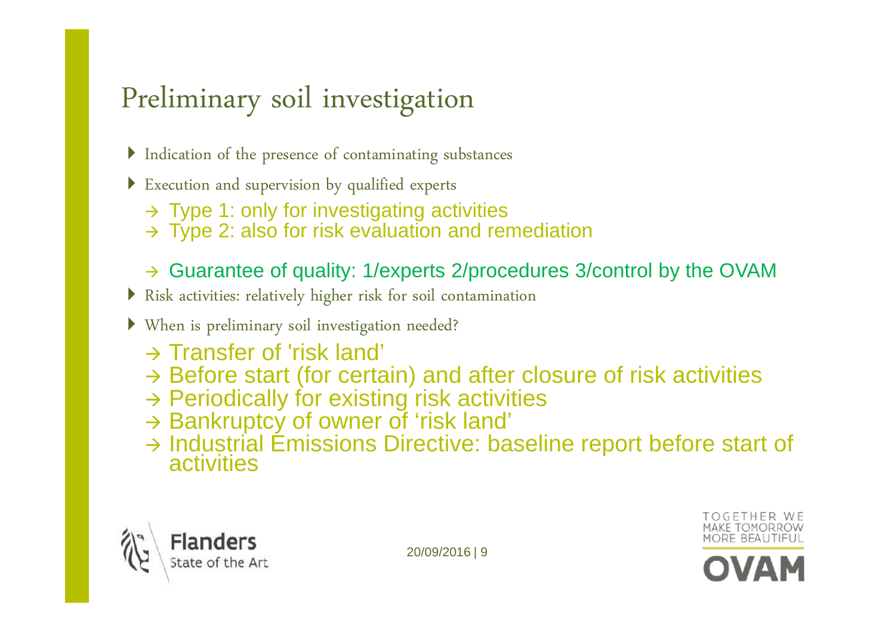# Preliminary soil investigation

- Indication of the presence of contaminating substances
- Execution and supervision by qualified experts
  - → Type 1: only for investigating activities
  - → Type 2: also for risk evaluation and remediation
  - → Guarantee of quality: 1/experts 2/procedures 3/control by the OVAM
- Risk activities: relatively higher risk for soil contamination
- When is preliminary soil investigation needed?
  - → Transfer of 'risk land'
  - → Before start (for certain) and after closure of risk activities
  - → Periodically for existing risk activities
  - → Bankruptcy of owner of 'risk land'
  - → Industrial Emissions Directive: baseline report before start of activities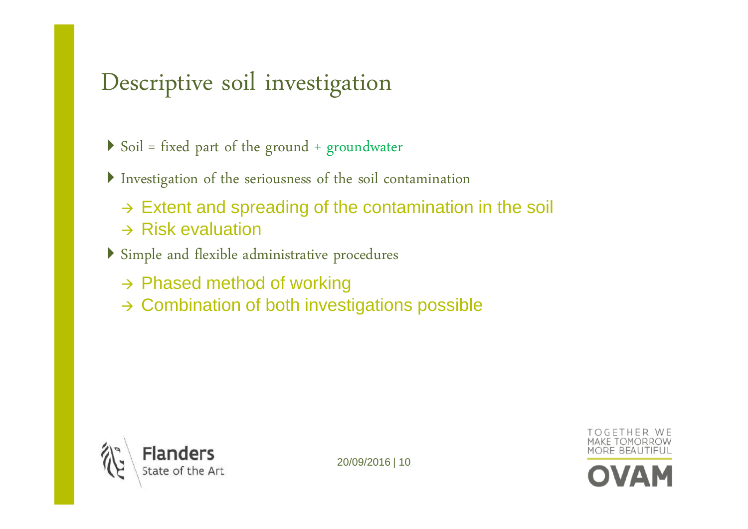# Descriptive soil investigation

- Soil = fixed part of the ground + groundwater
- Investigation of the seriousness of the soil contamination
  - → Extent and spreading of the contamination in the soil
  - → Risk evaluation
- Simple and flexible administrative procedures
  - → Phased method of working
  - → Combination of both investigations possible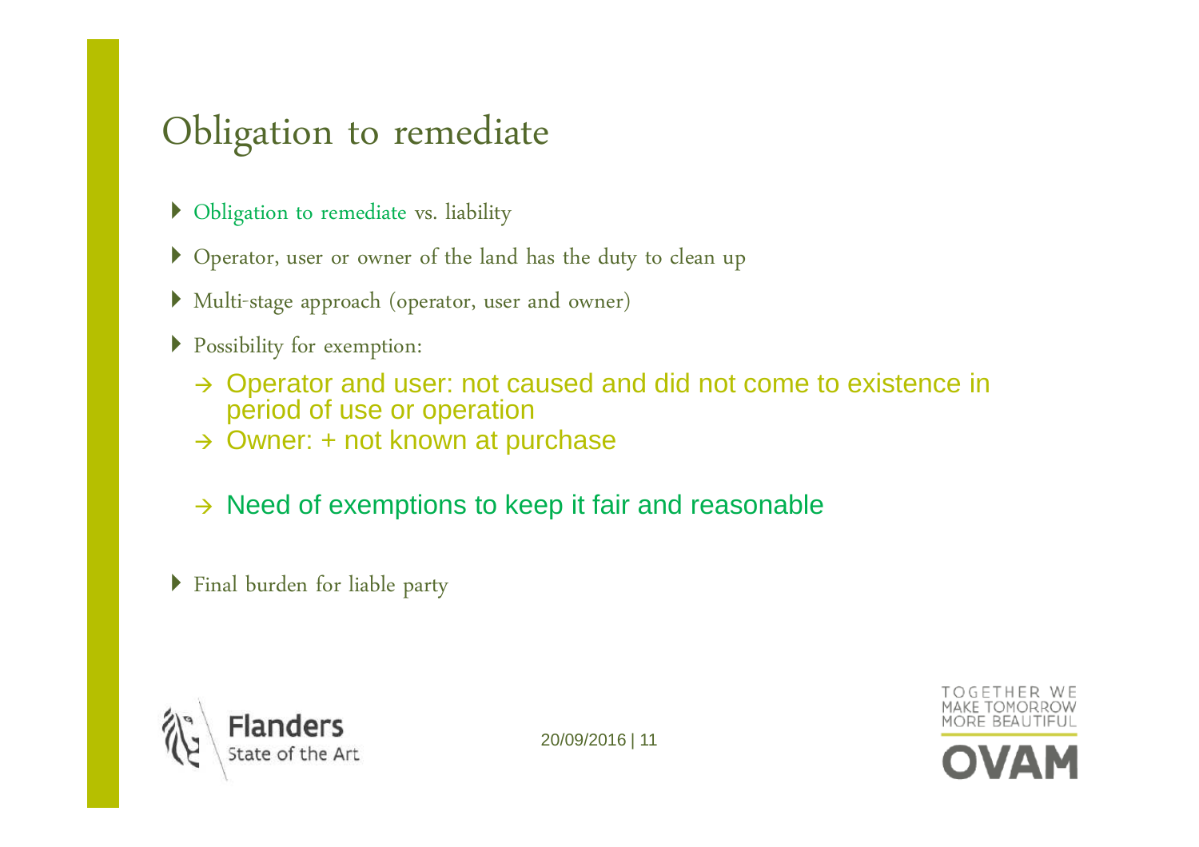# Obligation to remediate

- Obligation to remediate vs. liability
- Operator, user or owner of the land has the duty to clean up
- Multi-stage approach (operator, user and owner)
- Possibility for exemption:
  - → Operator and user: not caused and did not come to existence in period of use or operation
  - → Owner: + not known at purchase
  - → Need of exemptions to keep it fair and reasonable
- Final burden for liable party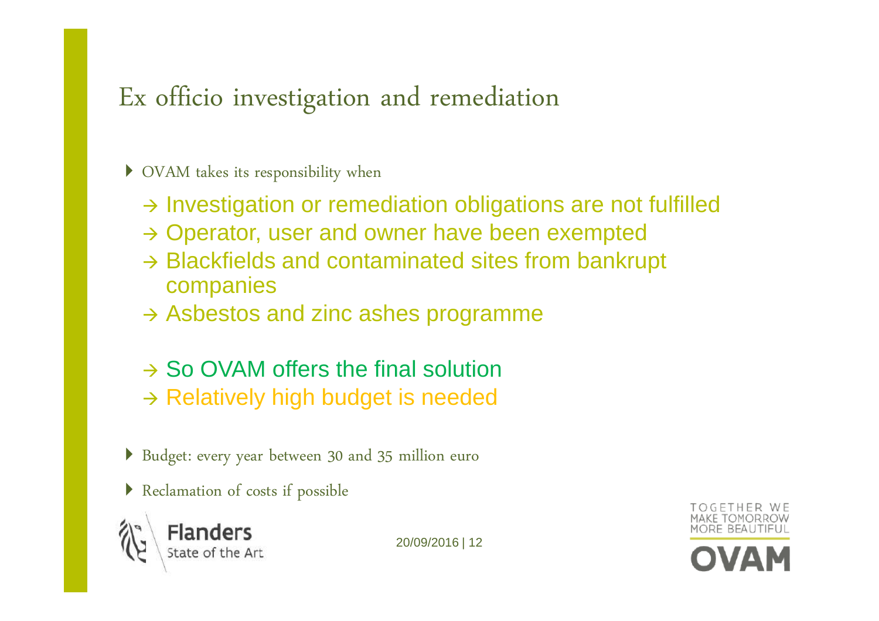# Ex officio investigation and remediation

- OVAM takes its responsibility when
  - → Investigation or remediation obligations are not fulfilled
  - → Operator, user and owner have been exempted
  - → Blackfields and contaminated sites from bankrupt companies
  - → Asbestos and zinc ashes programme

  - → So OVAM offers the final solution
  - → Relatively high budget is needed

- Budget: every year between 30 and 35 million euro
- Reclamation of costs if possible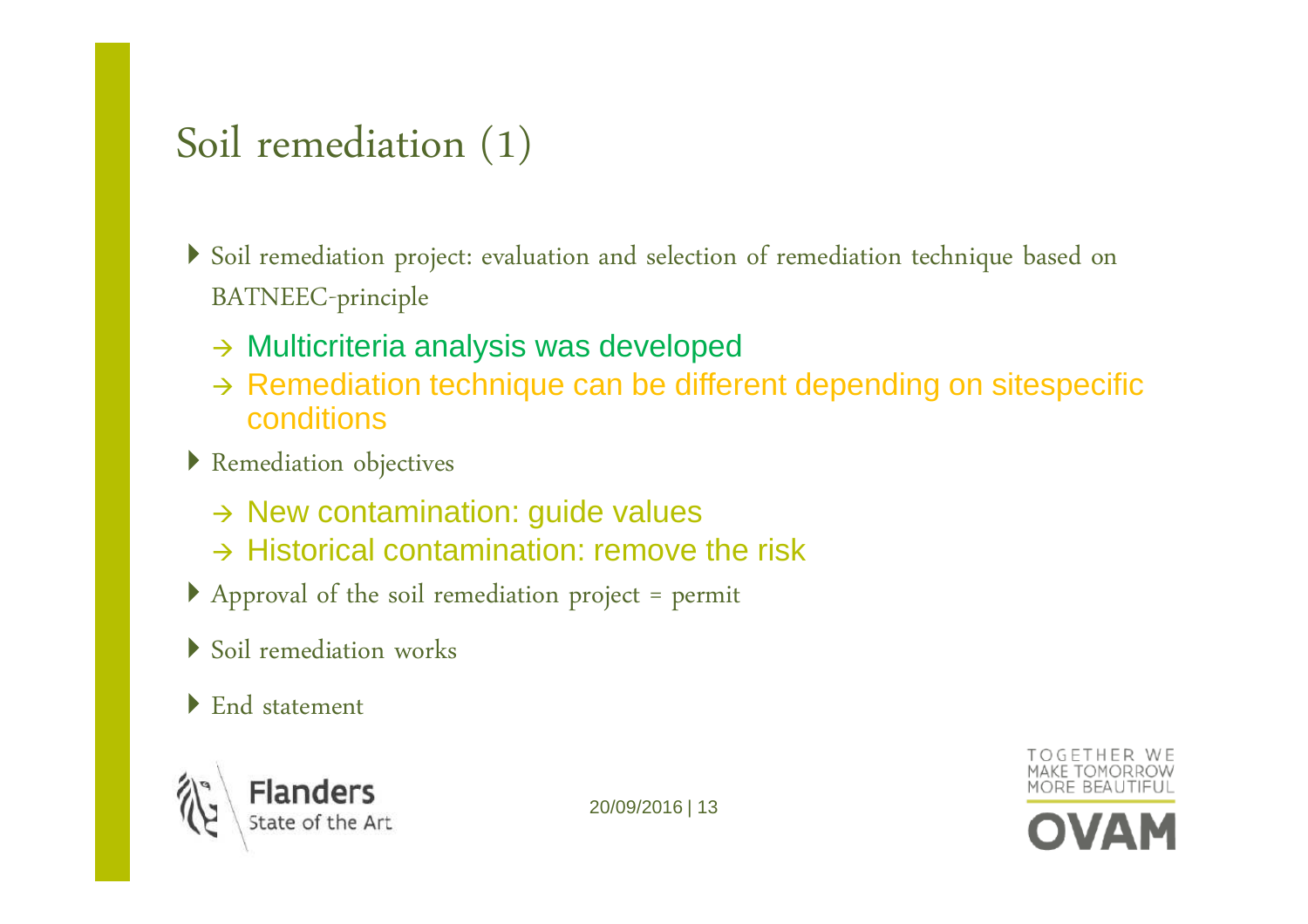# Soil remediation (1)

- Soil remediation project: evaluation and selection of remediation technique based on BATNEEC-principle
  - → Multicriteria analysis was developed
  - → Remediation technique can be different depending on sitespecific conditions
- Remediation objectives
  - → New contamination: guide values
  - → Historical contamination: remove the risk
- Approval of the soil remediation project = permit
- Soil remediation works
- End statement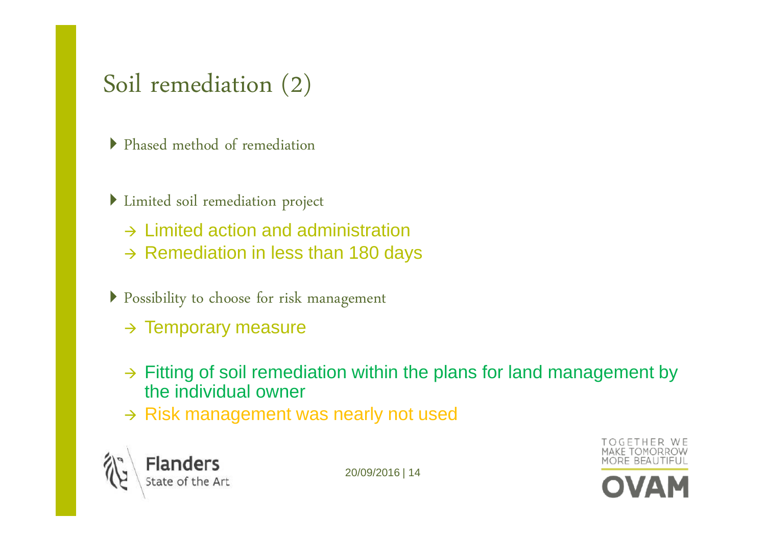# Soil remediation (2)

- Phased method of remediation

- Limited soil remediation project
  - → Limited action and administration
  - → Remediation in less than 180 days

- Possibility to choose for risk management
  - → Temporary measure
  - → Fitting of soil remediation within the plans for land management by the individual owner
  - → Risk management was nearly not used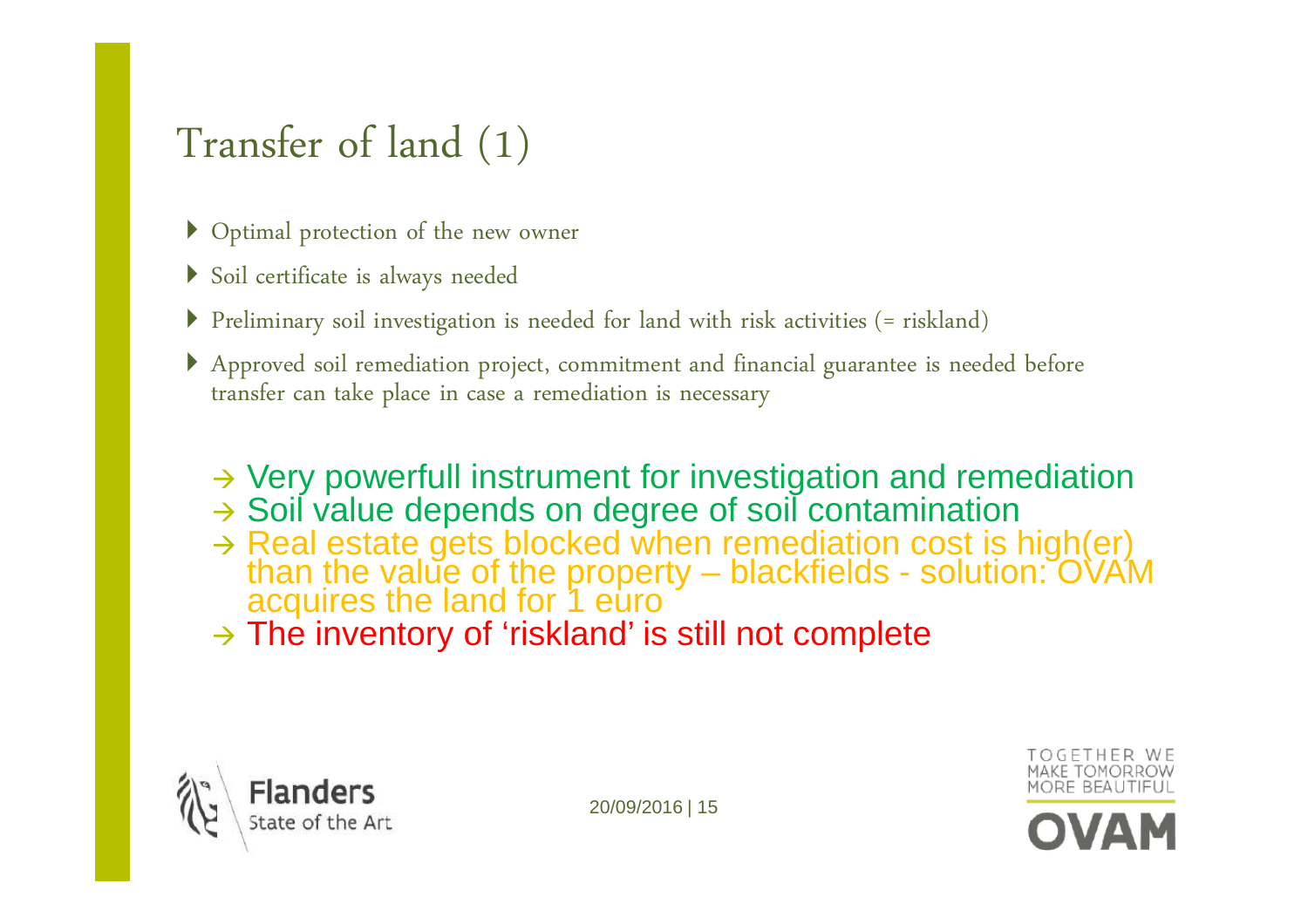# Transfer of land (1)

- Optimal protection of the new owner
- Soil certificate is always needed
- Preliminary soil investigation is needed for land with risk activities (= riskland)
- Approved soil remediation project, commitment and financial guarantee is needed before transfer can take place in case a remediation is necessary

→ Very powerfull instrument for investigation and remediation
→ Soil value depends on degree of soil contamination
→ Real estate gets blocked when remediation cost is high(er) than the value of the property – blackfields - solution: OVAM acquires the land for 1 euro
→ The inventory of 'riskland' is still not complete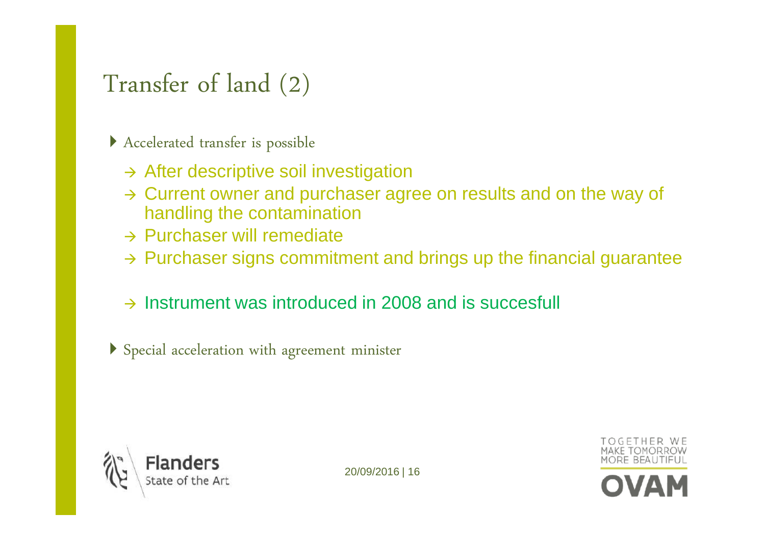# Transfer of land (2)

- Accelerated transfer is possible
  - → After descriptive soil investigation
  - → Current owner and purchaser agree on results and on the way of handling the contamination
  - → Purchaser will remediate
  - → Purchaser signs commitment and brings up the financial guarantee
  - → Instrument was introduced in 2008 and is succesfull
- Special acceleration with agreement minister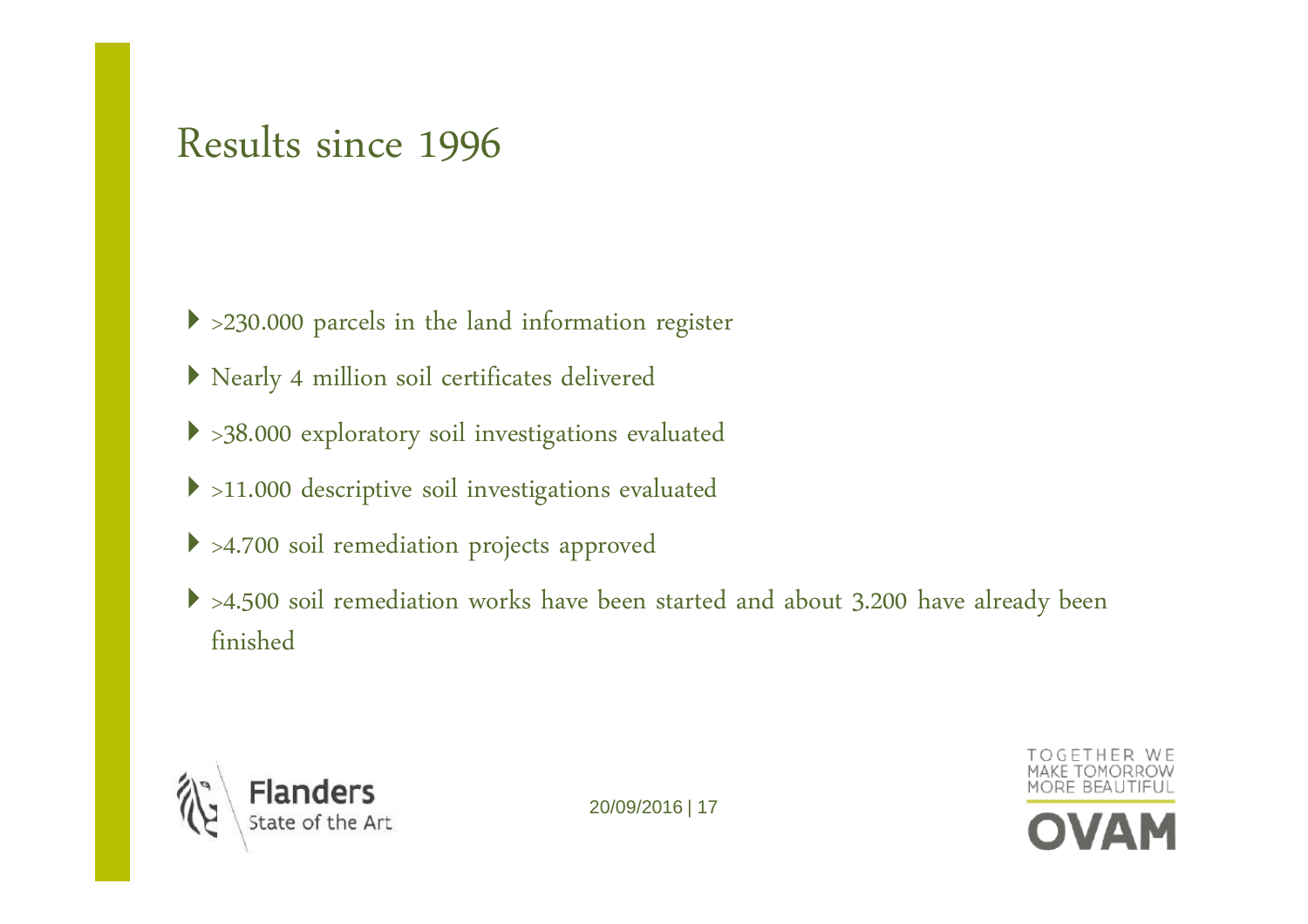# Results since 1996

- >230.000 parcels in the land information register
- Nearly 4 million soil certificates delivered
- >38.000 exploratory soil investigations evaluated
- >11.000 descriptive soil investigations evaluated
- >4.700 soil remediation projects approved
- >4.500 soil remediation works have been started and about 3.200 have already been finished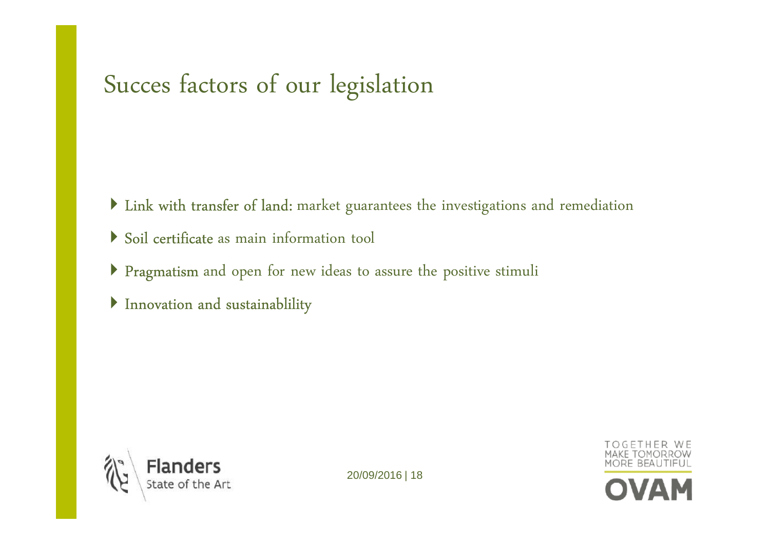# Succes factors of our legislation

- Link with transfer of land: market guarantees the investigations and remediation
- Soil certificate as main information tool
- Pragmatism and open for new ideas to assure the positive stimuli
- Innovation and sustainablility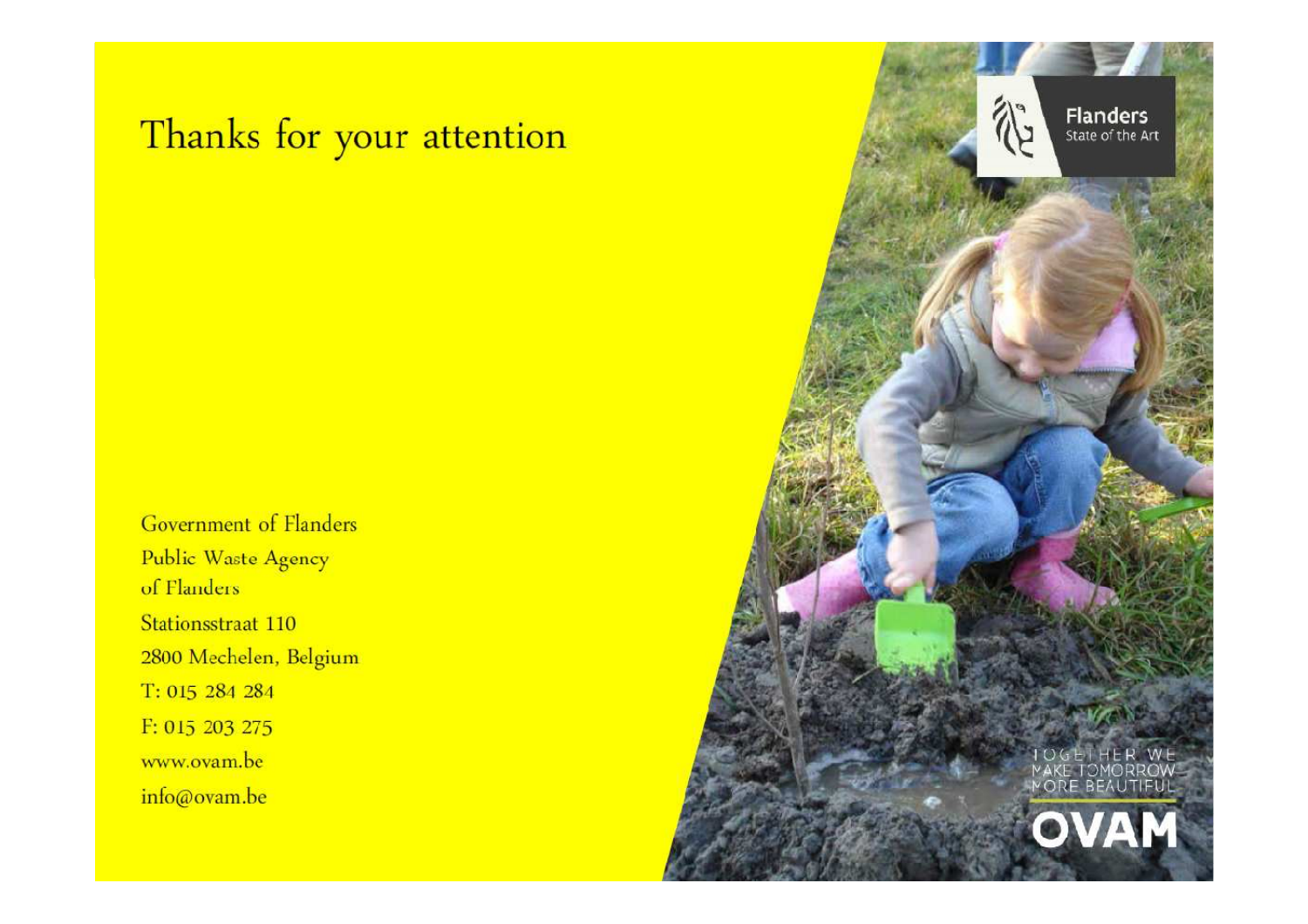# Thanks for your attention

Government of Flanders
Public Waste Agency
of Flanders
Stationsstraat 110
2800 Mechelen, Belgium
T: 015 284 284
F: 015 203 275
www.ovam.be
info@ovam.be

Flanders
State of the Art

TOGETHER WE
MAKE TOMORROW
MORE BEAUTIFUL

OVAM